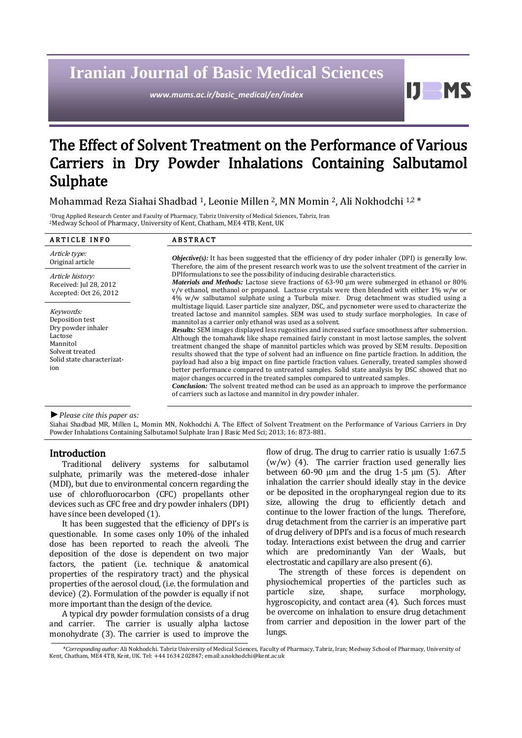# Iranian Journal of Basic Medical Sciences

*www.mums.ac.ir/basic_medical/en/index*

# The Effect of Solvent Treatment on the Performance of Various Carriers in Dry Powder Inhalations Containing Salbutamol Sulphate

Mohammad Reza Siahai Shadbad [1], Leonie Millen [2], MN Momin [2], Ali Nokhodchi [1,2] *

[1]Drug Applied Research Center and Faculty of Pharmacy, Tabriz University of Medical Sciences, Tabriz, Iran
[2]Medway School of Pharmacy, University of Kent, Chatham, ME4 4TB, Kent, UK

**ARTICLE INFO**

*Article type:*
Original article

*Article history:*
Received: Jul 28, 2012
Accepted: Oct 26, 2012

*Keywords:*
Deposition test
Dry powder inhaler
Lactose
Mannitol
Solvent treated
Solid state characterization

**ABSTRACT**

***Objective(s):*** It has been suggested that the efficiency of dry poder inhaler (DPI) is generally low. Therefore, the aim of the present research work was to use the solvent treatment of the carrier in DPIformulations to see the possibility of inducing desirable characteristics.

***Materials and Methods:*** Lactose sieve fractions of 63-90 µm were submerged in ethanol or 80% v/v ethanol, methanol or propanol. Lactose crystals were then blended with either 1% w/w or 4% w/w salbutamol sulphate using a Turbula mixer. Drug detachment was studied using a multistage liquid. Laser particle size analyzer, DSC, and pycnometer were used to characterize the treated lactose and mannitol samples. SEM was used to study surface morphologies. In case of mannitol as a carrier only ethanol was used as a solvent.

***Results:*** SEM images displayed less rugosities and increased surface smoothness after submersion. Although the tomahawk like shape remained fairly constant in most lactose samples, the solvent treatment changed the shape of mannitol particles which was proved by SEM results. Deposition results showed that the type of solvent had an influence on fine particle fraction. In addition, the payload had also a big impact on fine particle fraction values. Generally, treated samples showed better performance compared to untreated samples. Solid state analysis by DSC showed that no major changes occurred in the treated samples compared to untreated samples.

***Conclusion:*** The solvent treated method can be used as an approach to improve the performance of carriers such as lactose and mannitol in dry powder inhaler.

►*Please cite this paper as:*

Siahai Shadbad MR, Millen L, Momin MN, Nokhodchi A. The Effect of Solvent Treatment on the Performance of Various Carriers in Dry Powder Inhalations Containing Salbutamol Sulphate Iran J Basic Med Sci; 2013; 16: 873-881.

## Introduction

Traditional delivery systems for salbutamol sulphate, primarily was the metered-dose inhaler (MDI), but due to environmental concern regarding the use of chlorofluorocarbon (CFC) propellants other devices such as CFC free and dry powder inhalers (DPI) have since been developed (1).

It has been suggested that the efficiency of DPI's is questionable. In some cases only 10% of the inhaled dose has been reported to reach the alveoli. The deposition of the dose is dependent on two major factors, the patient (i.e. technique & anatomical properties of the respiratory tract) and the physical properties of the aerosol cloud, (i.e. the formulation and device) (2). Formulation of the powder is equally if not more important than the design of the device.

A typical dry powder formulation consists of a drug and carrier. The carrier is usually alpha lactose monohydrate (3). The carrier is used to improve the flow of drug. The drug to carrier ratio is usually 1:67.5 (w/w) (4). The carrier fraction used generally lies between 60-90 µm and the drug 1-5 µm (5). After inhalation the carrier should ideally stay in the device or be deposited in the oropharyngeal region due to its size, allowing the drug to efficiently detach and continue to the lower fraction of the lungs. Therefore, drug detachment from the carrier is an imperative part of drug delivery of DPI's and is a focus of much research today. Interactions exist between the drug and carrier which are predominantly Van der Waals, but electrostatic and capillary are also present (6).

The strength of these forces is dependent on physiochemical properties of the particles such as particle size, shape, surface morphology, hygroscopicity, and contact area (4). Such forces must be overcome on inhalation to ensure drug detachment from carrier and deposition in the lower part of the lungs.

*\*Corresponding author:* Ali Nokhodchi. Tabriz University of Medical Sciences, Faculty of Pharmacy, Tabriz, Iran; Medway School of Pharmacy, University of Kent, Chatham, ME4 4TB, Kent, UK. Tel: +44 1634 202847; email:a.nokhodchi@kent.ac.uk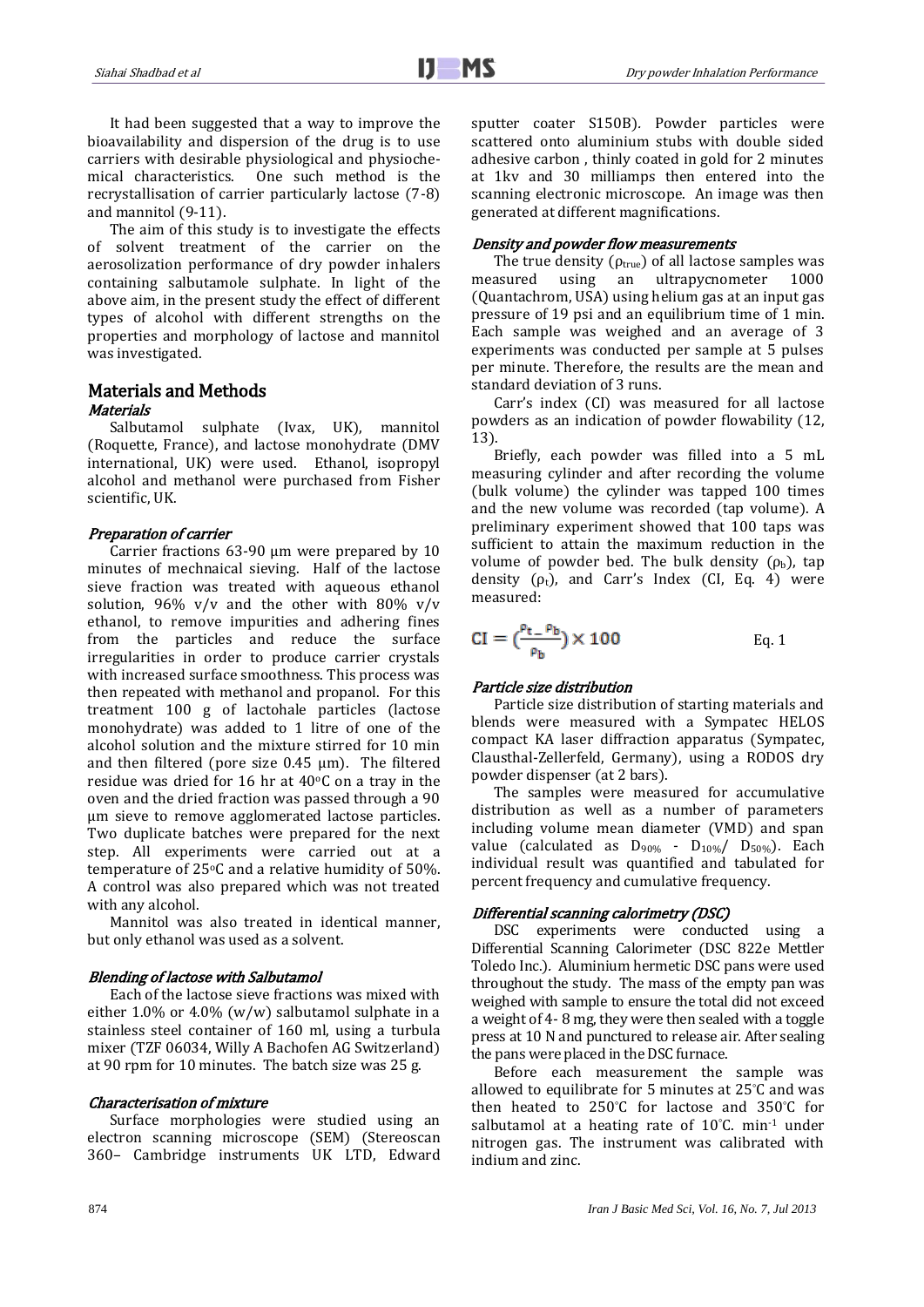It had been suggested that a way to improve the bioavailability and dispersion of the drug is to use carriers with desirable physiological and physiochemical characteristics. One such method is the recrystallisation of carrier particularly lactose (7-8) and mannitol (9-11).

The aim of this study is to investigate the effects of solvent treatment of the carrier on the aerosolization performance of dry powder inhalers containing salbutamole sulphate. In light of the above aim, in the present study the effect of different types of alcohol with different strengths on the properties and morphology of lactose and mannitol was investigated.

## Materials and Methods

### *Materials*

Salbutamol sulphate (Ivax, UK), mannitol (Roquette, France), and lactose monohydrate (DMV international, UK) were used. Ethanol, isopropyl alcohol and methanol were purchased from Fisher scientific, UK.

### *Preparation of carrier*

Carrier fractions 63-90 µm were prepared by 10 minutes of mechnaical sieving. Half of the lactose sieve fraction was treated with aqueous ethanol solution, 96% v/v and the other with 80% v/v ethanol, to remove impurities and adhering fines from the particles and reduce the surface irregularities in order to produce carrier crystals with increased surface smoothness. This process was then repeated with methanol and propanol. For this treatment 100 g of lactohale particles (lactose monohydrate) was added to 1 litre of one of the alcohol solution and the mixture stirred for 10 min and then filtered (pore size 0.45 µm). The filtered residue was dried for 16 hr at 40°C on a tray in the oven and the dried fraction was passed through a 90 µm sieve to remove agglomerated lactose particles. Two duplicate batches were prepared for the next step. All experiments were carried out at a temperature of 25°C and a relative humidity of 50%. A control was also prepared which was not treated with any alcohol.

Mannitol was also treated in identical manner, but only ethanol was used as a solvent.

### *Blending of lactose with Salbutamol*

Each of the lactose sieve fractions was mixed with either 1.0% or 4.0% (w/w) salbutamol sulphate in a stainless steel container of 160 ml, using a turbula mixer (TZF 06034, Willy A Bachofen AG Switzerland) at 90 rpm for 10 minutes. The batch size was 25 g.

### *Characterisation of mixture*

Surface morphologies were studied using an electron scanning microscope (SEM) (Stereoscan 360– Cambridge instruments UK LTD, Edward sputter coater S150B). Powder particles were scattered onto aluminium stubs with double sided adhesive carbon , thinly coated in gold for 2 minutes at 1kv and 30 milliamps then entered into the scanning electronic microscope. An image was then generated at different magnifications.

### *Density and powder flow measurements*

The true density ($\rho_{true}$) of all lactose samples was measured using an ultrapycnometer 1000 (Quantachrom, USA) using helium gas at an input gas pressure of 19 psi and an equilibrium time of 1 min. Each sample was weighed and an average of 3 experiments was conducted per sample at 5 pulses per minute. Therefore, the results are the mean and standard deviation of 3 runs.

Carr's index (CI) was measured for all lactose powders as an indication of powder flowability (12, 13).

Briefly, each powder was filled into a 5 mL measuring cylinder and after recording the volume (bulk volume) the cylinder was tapped 100 times and the new volume was recorded (tap volume). A preliminary experiment showed that 100 taps was sufficient to attain the maximum reduction in the volume of powder bed. The bulk density ($\rho_b$), tap density ($\rho_t$), and Carr's Index (CI, Eq. 4) were measured:

$$CI = \left(\frac{\rho_t - \rho_b}{\rho_b}\right) \times 100 \qquad \text{Eq. 1}$$

### *Particle size distribution*

Particle size distribution of starting materials and blends were measured with a Sympatec HELOS compact KA laser diffraction apparatus (Sympatec, Clausthal-Zellerfeld, Germany), using a RODOS dry powder dispenser (at 2 bars).

The samples were measured for accumulative distribution as well as a number of parameters including volume mean diameter (VMD) and span value (calculated as $D_{90\%}$ - $D_{10\%}$/ $D_{50\%}$). Each individual result was quantified and tabulated for percent frequency and cumulative frequency.

### *Differential scanning calorimetry (DSC)*

DSC experiments were conducted using a Differential Scanning Calorimeter (DSC 822e Mettler Toledo Inc.). Aluminium hermetic DSC pans were used throughout the study. The mass of the empty pan was weighed with sample to ensure the total did not exceed a weight of 4- 8 mg, they were then sealed with a toggle press at 10 N and punctured to release air. After sealing the pans were placed in the DSC furnace.

Before each measurement the sample was allowed to equilibrate for 5 minutes at 25°C and was then heated to 250°C for lactose and 350°C for salbutamol at a heating rate of 10°C. min$^{-1}$ under nitrogen gas. The instrument was calibrated with indium and zinc.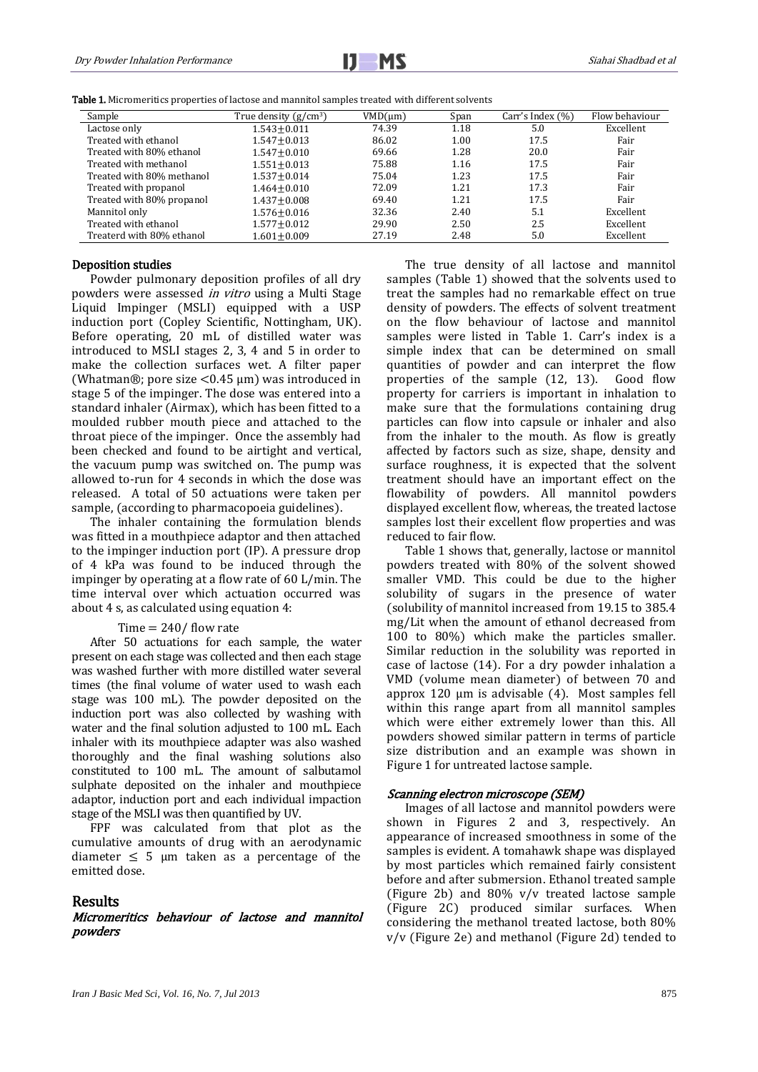**Table 1.** Micromeritics properties of lactose and mannitol samples treated with different solvents

| Sample | True density (g/cm$^3$) | VMD(μm) | Span | Carr's Index (%) | Flow behaviour |
|---|---|---|---|---|---|
| Lactose only | 1.543±0.011 | 74.39 | 1.18 | 5.0 | Excellent |
| Treated with ethanol | 1.547±0.013 | 86.02 | 1.00 | 17.5 | Fair |
| Treated with 80% ethanol | 1.547±0.010 | 69.66 | 1.28 | 20.0 | Fair |
| Treated with methanol | 1.551±0.013 | 75.88 | 1.16 | 17.5 | Fair |
| Treated with 80% methanol | 1.537±0.014 | 75.04 | 1.23 | 17.5 | Fair |
| Treated with propanol | 1.464±0.010 | 72.09 | 1.21 | 17.3 | Fair |
| Treated with 80% propanol | 1.437±0.008 | 69.40 | 1.21 | 17.5 | Fair |
| Mannitol only | 1.576±0.016 | 32.36 | 2.40 | 5.1 | Excellent |
| Treated with ethanol | 1.577±0.012 | 29.90 | 2.50 | 2.5 | Excellent |
| Treaterd with 80% ethanol | 1.601±0.009 | 27.19 | 2.48 | 5.0 | Excellent |

### Deposition studies

Powder pulmonary deposition profiles of all dry powders were assessed *in vitro* using a Multi Stage Liquid Impinger (MSLI) equipped with a USP induction port (Copley Scientific, Nottingham, UK). Before operating, 20 mL of distilled water was introduced to MSLI stages 2, 3, 4 and 5 in order to make the collection surfaces wet. A filter paper (Whatman®; pore size <0.45 μm) was introduced in stage 5 of the impinger. The dose was entered into a standard inhaler (Airmax), which has been fitted to a moulded rubber mouth piece and attached to the throat piece of the impinger. Once the assembly had been checked and found to be airtight and vertical, the vacuum pump was switched on. The pump was allowed to-run for 4 seconds in which the dose was released. A total of 50 actuations were taken per sample, (according to pharmacopoeia guidelines).

The inhaler containing the formulation blends was fitted in a mouthpiece adaptor and then attached to the impinger induction port (IP). A pressure drop of 4 kPa was found to be induced through the impinger by operating at a flow rate of 60 L/min. The time interval over which actuation occurred was about 4 s, as calculated using equation 4:

$$\text{Time} = 240/\text{ flow rate}$$

After 50 actuations for each sample, the water present on each stage was collected and then each stage was washed further with more distilled water several times (the final volume of water used to wash each stage was 100 mL). The powder deposited on the induction port was also collected by washing with water and the final solution adjusted to 100 mL. Each inhaler with its mouthpiece adapter was also washed thoroughly and the final washing solutions also constituted to 100 mL. The amount of salbutamol sulphate deposited on the inhaler and mouthpiece adaptor, induction port and each individual impaction stage of the MSLI was then quantified by UV.

FPF was calculated from that plot as the cumulative amounts of drug with an aerodynamic diameter ≤ 5 μm taken as a percentage of the emitted dose.

## Results

### *Micromeritics behaviour of lactose and mannitol powders*

The true density of all lactose and mannitol samples (Table 1) showed that the solvents used to treat the samples had no remarkable effect on true density of powders. The effects of solvent treatment on the flow behaviour of lactose and mannitol samples were listed in Table 1. Carr's index is a simple index that can be determined on small quantities of powder and can interpret the flow properties of the sample (12, 13). Good flow property for carriers is important in inhalation to make sure that the formulations containing drug particles can flow into capsule or inhaler and also from the inhaler to the mouth. As flow is greatly affected by factors such as size, shape, density and surface roughness, it is expected that the solvent treatment should have an important effect on the flowability of powders. All mannitol powders displayed excellent flow, whereas, the treated lactose samples lost their excellent flow properties and was reduced to fair flow.

Table 1 shows that, generally, lactose or mannitol powders treated with 80% of the solvent showed smaller VMD. This could be due to the higher solubility of sugars in the presence of water (solubility of mannitol increased from 19.15 to 385.4 mg/Lit when the amount of ethanol decreased from 100 to 80%) which make the particles smaller. Similar reduction in the solubility was reported in case of lactose (14). For a dry powder inhalation a VMD (volume mean diameter) of between 70 and approx 120 μm is advisable (4). Most samples fell within this range apart from all mannitol samples which were either extremely lower than this. All powders showed similar pattern in terms of particle size distribution and an example was shown in Figure 1 for untreated lactose sample.

### *Scanning electron microscope (SEM)*

Images of all lactose and mannitol powders were shown in Figures 2 and 3, respectively. An appearance of increased smoothness in some of the samples is evident. A tomahawk shape was displayed by most particles which remained fairly consistent before and after submersion. Ethanol treated sample (Figure 2b) and 80% v/v treated lactose sample (Figure 2C) produced similar surfaces. When considering the methanol treated lactose, both 80% v/v (Figure 2e) and methanol (Figure 2d) tended to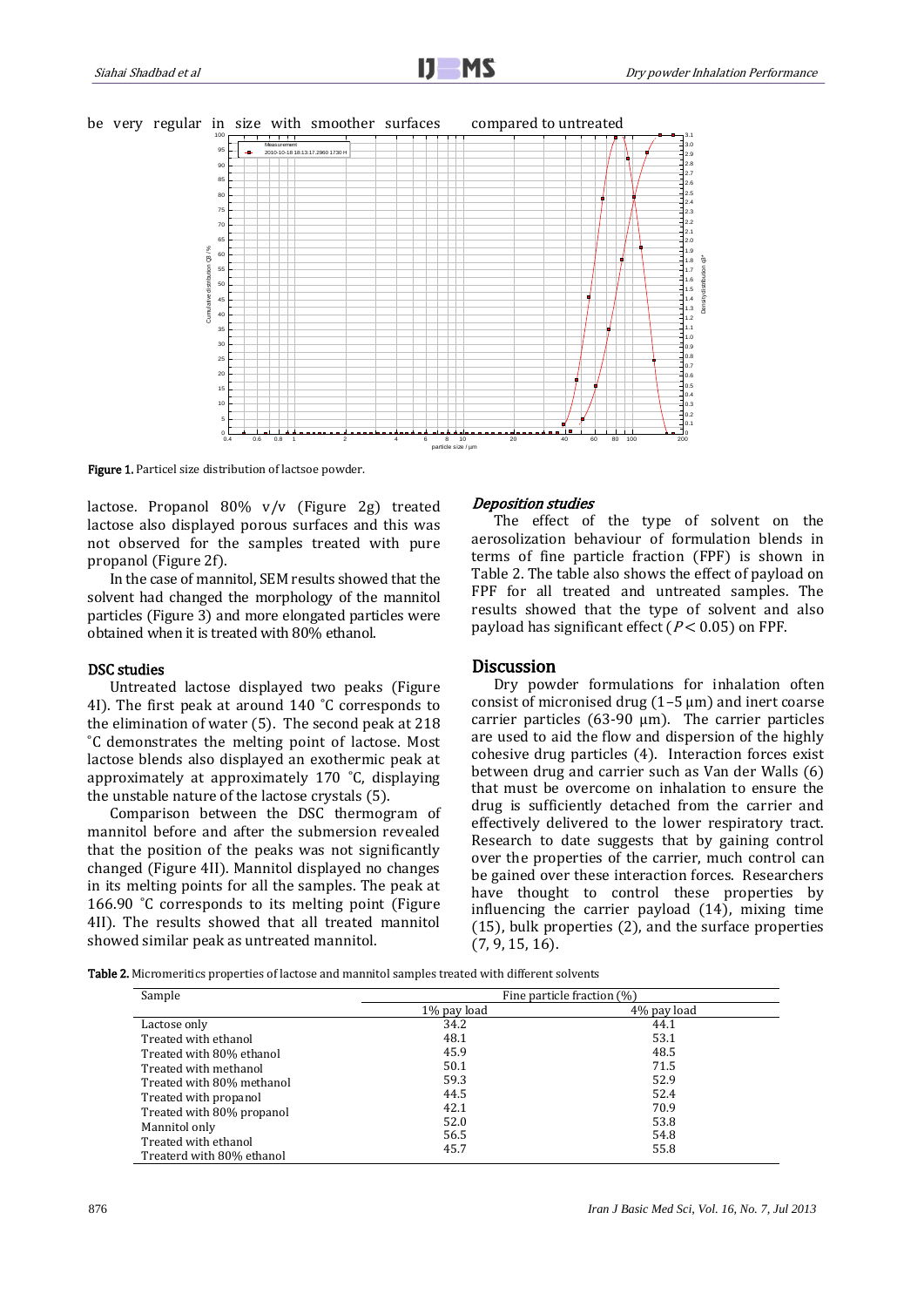be very regular in size with smoother surfaces compared to untreated

Figure 1. Particel size distribution of lactsoe powder.

lactose. Propanol 80% v/v (Figure 2g) treated lactose also displayed porous surfaces and this was not observed for the samples treated with pure propanol (Figure 2f).

In the case of mannitol, SEM results showed that the solvent had changed the morphology of the mannitol particles (Figure 3) and more elongated particles were obtained when it is treated with 80% ethanol.

### DSC studies

Untreated lactose displayed two peaks (Figure 4I). The first peak at around 140 ˚C corresponds to the elimination of water (5). The second peak at 218 ˚C demonstrates the melting point of lactose. Most lactose blends also displayed an exothermic peak at approximately at approximately 170 ˚C, displaying the unstable nature of the lactose crystals (5).

Comparison between the DSC thermogram of mannitol before and after the submersion revealed that the position of the peaks was not significantly changed (Figure 4II). Mannitol displayed no changes in its melting points for all the samples. The peak at 166.90 ˚C corresponds to its melting point (Figure 4II). The results showed that all treated mannitol showed similar peak as untreated mannitol.

### *Deposition studies*

The effect of the type of solvent on the aerosolization behaviour of formulation blends in terms of fine particle fraction (FPF) is shown in Table 2. The table also shows the effect of payload on FPF for all treated and untreated samples. The results showed that the type of solvent and also payload has significant effect ($P < 0.05$) on FPF.

## Discussion

Dry powder formulations for inhalation often consist of micronised drug (1–5 µm) and inert coarse carrier particles (63-90 µm). The carrier particles are used to aid the flow and dispersion of the highly cohesive drug particles (4). Interaction forces exist between drug and carrier such as Van der Walls (6) that must be overcome on inhalation to ensure the drug is sufficiently detached from the carrier and effectively delivered to the lower respiratory tract. Research to date suggests that by gaining control over the properties of the carrier, much control can be gained over these interaction forces. Researchers have thought to control these properties by influencing the carrier payload (14), mixing time (15), bulk properties (2), and the surface properties (7, 9, 15, 16).

Table 2. Micromeritics properties of lactose and mannitol samples treated with different solvents

| Sample | Fine particle fraction (%) | |
|---|---|---|
| | 1% pay load | 4% pay load |
| Lactose only | 34.2 | 44.1 |
| Treated with ethanol | 48.1 | 53.1 |
| Treated with 80% ethanol | 45.9 | 48.5 |
| Treated with methanol | 50.1 | 71.5 |
| Treated with 80% methanol | 59.3 | 52.9 |
| Treated with propanol | 44.5 | 52.4 |
| Treated with 80% propanol | 42.1 | 70.9 |
| Mannitol only | 52.0 | 53.8 |
| Treated with ethanol | 56.5 | 54.8 |
| Treaterd with 80% ethanol | 45.7 | 55.8 |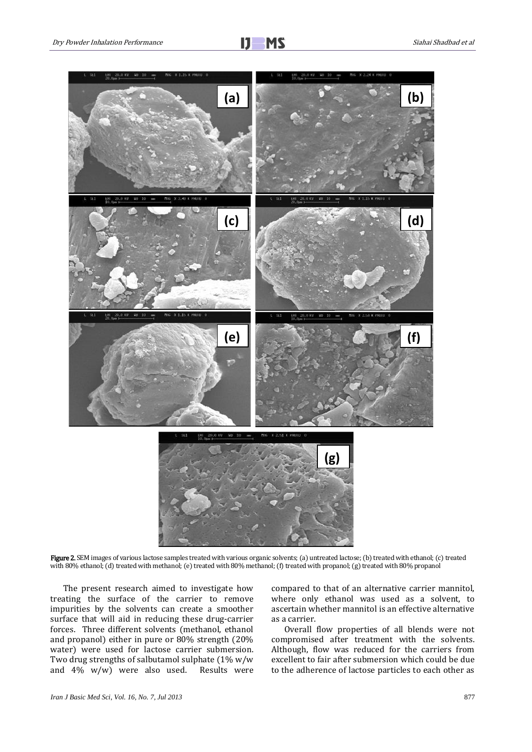**Figure 2.** SEM images of various lactose samples treated with various organic solvents; (a) untreated lactose; (b) treated with ethanol; (c) treated with 80% ethanol; (d) treated with methanol; (e) treated with 80% methanol; (f) treated with propanol; (g) treated with 80% propanol

The present research aimed to investigate how treating the surface of the carrier to remove impurities by the solvents can create a smoother surface that will aid in reducing these drug-carrier forces. Three different solvents (methanol, ethanol and propanol) either in pure or 80% strength (20% water) were used for lactose carrier submersion. Two drug strengths of salbutamol sulphate (1% w/w and 4% w/w) were also used. Results were compared to that of an alternative carrier mannitol, where only ethanol was used as a solvent, to ascertain whether mannitol is an effective alternative as a carrier.

Overall flow properties of all blends were not compromised after treatment with the solvents. Although, flow was reduced for the carriers from excellent to fair after submersion which could be due to the adherence of lactose particles to each other as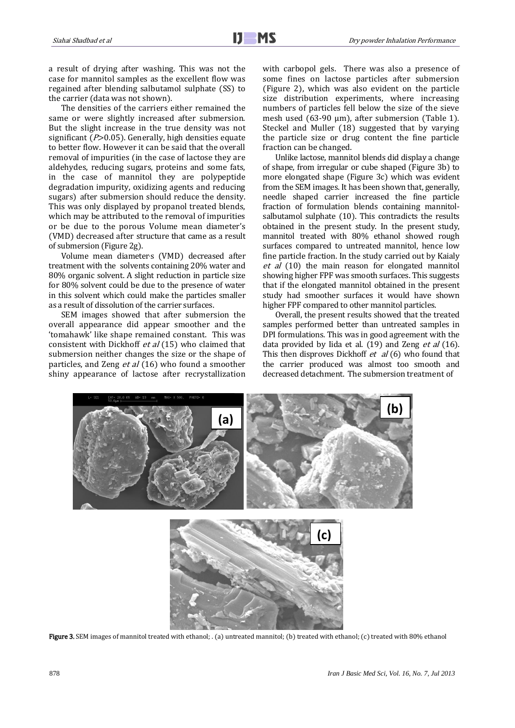a result of drying after washing. This was not the case for mannitol samples as the excellent flow was regained after blending salbutamol sulphate (SS) to the carrier (data was not shown).

The densities of the carriers either remained the same or were slightly increased after submersion. But the slight increase in the true density was not significant ($P$>0.05). Generally, high densities equate to better flow. However it can be said that the overall removal of impurities (in the case of lactose they are aldehydes, reducing sugars, proteins and some fats, in the case of mannitol they are polypeptide degradation impurity, oxidizing agents and reducing sugars) after submersion should reduce the density. This was only displayed by propanol treated blends, which may be attributed to the removal of impurities or be due to the porous Volume mean diameter's (VMD) decreased after structure that came as a result of submersion (Figure 2g).

Volume mean diameters (VMD) decreased after treatment with the solvents containing 20% water and 80% organic solvent. A slight reduction in particle size for 80% solvent could be due to the presence of water in this solvent which could make the particles smaller as a result of dissolution of the carrier surfaces.

SEM images showed that after submersion the overall appearance did appear smoother and the 'tomahawk' like shape remained constant. This was consistent with Dickhoff *et al* (15) who claimed that submersion neither changes the size or the shape of particles, and Zeng *et al* (16) who found a smoother shiny appearance of lactose after recrystallization with carbopol gels. There was also a presence of some fines on lactose particles after submersion (Figure 2), which was also evident on the particle size distribution experiments, where increasing numbers of particles fell below the size of the sieve mesh used (63-90 µm), after submersion (Table 1). Steckel and Muller (18) suggested that by varying the particle size or drug content the fine particle fraction can be changed.

Unlike lactose, mannitol blends did display a change of shape, from irregular or cube shaped (Figure 3b) to more elongated shape (Figure 3c) which was evident from the SEM images. It has been shown that, generally, needle shaped carrier increased the fine particle fraction of formulation blends containing mannitol-salbutamol sulphate (10). This contradicts the results obtained in the present study. In the present study, mannitol treated with 80% ethanol showed rough surfaces compared to untreated mannitol, hence low fine particle fraction. In the study carried out by Kaialy *et al* (10) the main reason for elongated mannitol showing higher FPF was smooth surfaces. This suggests that if the elongated mannitol obtained in the present study had smoother surfaces it would have shown higher FPF compared to other mannitol particles.

Overall, the present results showed that the treated samples performed better than untreated samples in DPI formulations. This was in good agreement with the data provided by Iida et al. (19) and Zeng *et al* (16). This then disproves Dickhoff *et al* (6) who found that the carrier produced was almost too smooth and decreased detachment. The submersion treatment of

**Figure 3.** SEM images of mannitol treated with ethanol; . (a) untreated mannitol; (b) treated with ethanol; (c) treated with 80% ethanol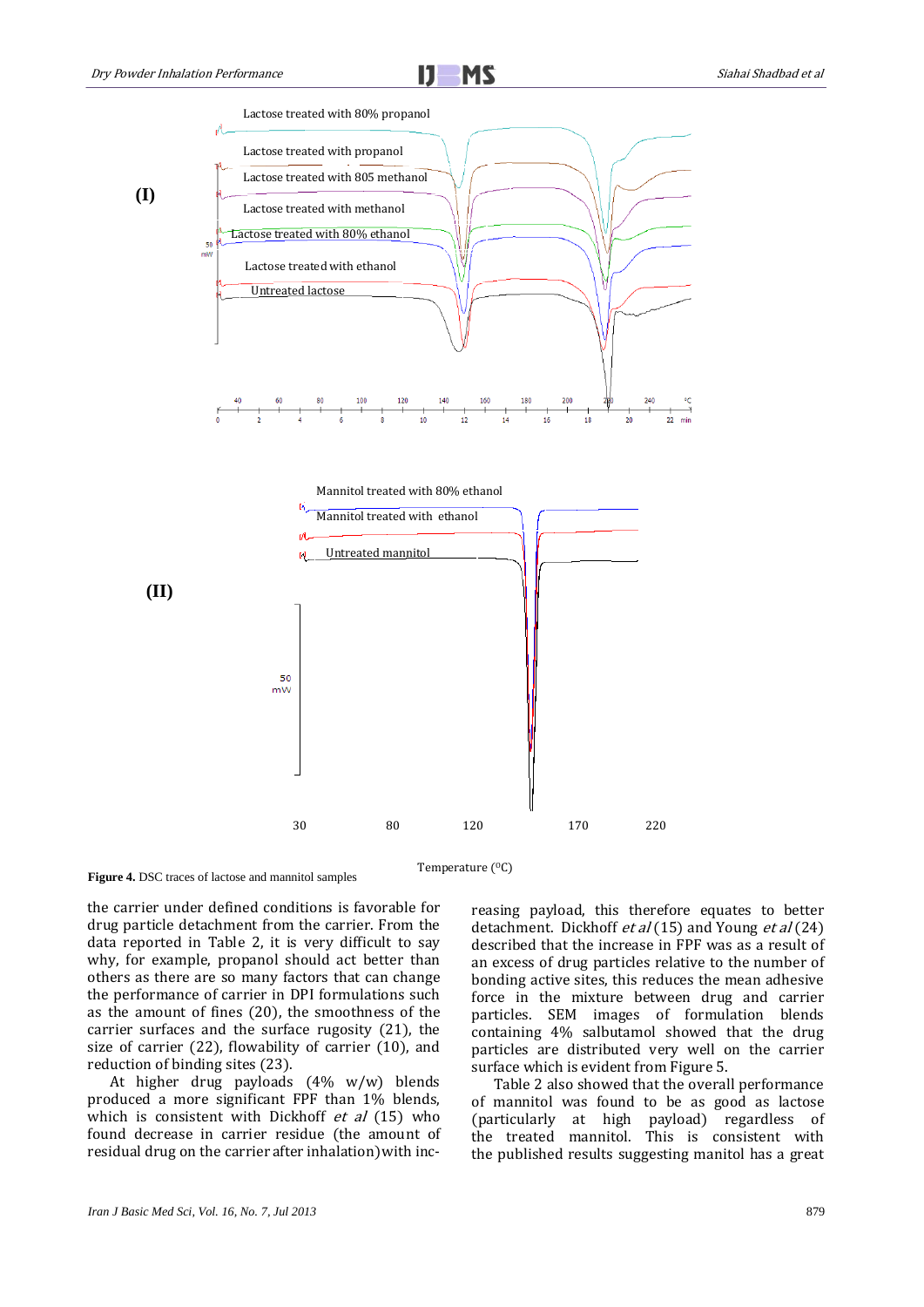**Figure 4.** DSC traces of lactose and mannitol samples

the carrier under defined conditions is favorable for drug particle detachment from the carrier. From the data reported in Table 2, it is very difficult to say why, for example, propanol should act better than others as there are so many factors that can change the performance of carrier in DPI formulations such as the amount of fines (20), the smoothness of the carrier surfaces and the surface rugosity (21), the size of carrier (22), flowability of carrier (10), and reduction of binding sites (23).

At higher drug payloads (4% w/w) blends produced a more significant FPF than 1% blends, which is consistent with Dickhoff *et al* (15) who found decrease in carrier residue (the amount of residual drug on the carrier after inhalation) with increasing payload, this therefore equates to better detachment. Dickhoff *et al* (15) and Young *et al* (24) described that the increase in FPF was as a result of an excess of drug particles relative to the number of bonding active sites, this reduces the mean adhesive force in the mixture between drug and carrier particles. SEM images of formulation blends containing 4% salbutamol showed that the drug particles are distributed very well on the carrier surface which is evident from Figure 5.

Table 2 also showed that the overall performance of mannitol was found to be as good as lactose (particularly at high payload) regardless of the treated mannitol. This is consistent with the published results suggesting manitol has a great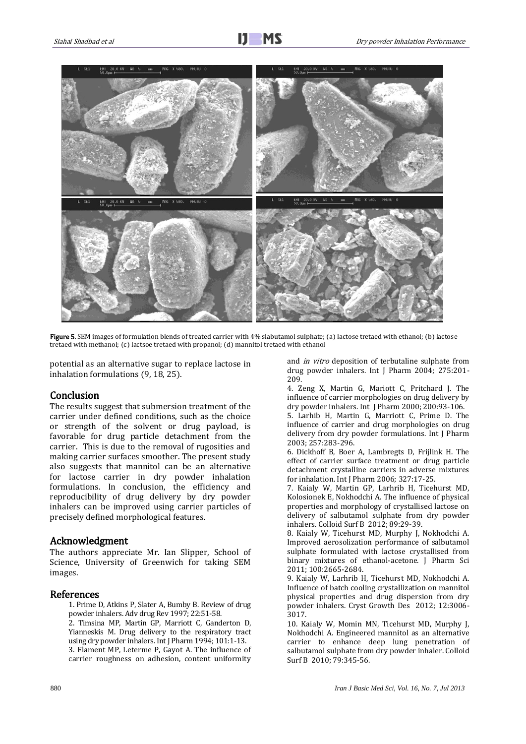Figure 5. SEM images of formulation blends of treated carrier with 4% slabutamol sulphate; (a) lactose tretaed with ethanol; (b) lactose tretaed with methanol; (c) lactsoe tretaed with propanol; (d) mannitol tretaed with ethanol

potential as an alternative sugar to replace lactose in inhalation formulations (9, 18, 25).

## Conclusion

The results suggest that submersion treatment of the carrier under defined conditions, such as the choice or strength of the solvent or drug payload, is favorable for drug particle detachment from the carrier. This is due to the removal of rugosities and making carrier surfaces smoother. The present study also suggests that mannitol can be an alternative for lactose carrier in dry powder inhalation formulations. In conclusion, the efficiency and reproducibility of drug delivery by dry powder inhalers can be improved using carrier particles of precisely defined morphological features.

## Acknowledgment

The authors appreciate Mr. Ian Slipper, School of Science, University of Greenwich for taking SEM images.

## References

1. Prime D, Atkins P, Slater A, Bumby B. Review of drug powder inhalers. Adv drug Rev 1997; 22:51-58.
2. Timsina MP, Martin GP, Marriott C, Ganderton D, Yianneskis M. Drug delivery to the respiratory tract using dry powder inhalers. Int J Pharm 1994; 101:1-13.
3. Flament MP, Leterme P, Gayot A. The influence of carrier roughness on adhesion, content uniformity and *in vitro* deposition of terbutaline sulphate from drug powder inhalers. Int J Pharm 2004; 275:201-209.
4. Zeng X, Martin G, Mariott C, Pritchard J. The influence of carrier morphologies on drug delivery by dry powder inhalers. Int J Pharm 2000; 200:93-106.
5. Larhib H, Martin G, Marriott C, Prime D. The influence of carrier and drug morphologies on drug delivery from dry powder formulations. Int J Pharm 2003; 257:283-296.
6. Dickhoff B, Boer A, Lambregts D, Frijlink H. The effect of carrier surface treatment or drug particle detachment crystalline carriers in adverse mixtures for inhalation. Int J Pharm 2006; 327:17-25.
7. Kaialy W, Martin GP, Larhrib H, Ticehurst MD, Kolosionek E, Nokhodchi A. The influence of physical properties and morphology of crystallised lactose on delivery of salbutamol sulphate from dry powder inhalers. Colloid Surf B 2012; 89:29-39.
8. Kaialy W, Ticehurst MD, Murphy J, Nokhodchi A. Improved aerosolization performance of salbutamol sulphate formulated with lactose crystallised from binary mixtures of ethanol-acetone. J Pharm Sci 2011; 100:2665-2684.
9. Kaialy W, Larhrib H, Ticehurst MD, Nokhodchi A. Influence of batch cooling crystallization on mannitol physical properties and drug dispersion from dry powder inhalers. Cryst Growth Des 2012; 12:3006-3017.
10. Kaialy W, Momin MN, Ticehurst MD, Murphy J, Nokhodchi A. Engineered mannitol as an alternative carrier to enhance deep lung penetration of salbutamol sulphate from dry powder inhaler. Colloid Surf B 2010; 79:345-56.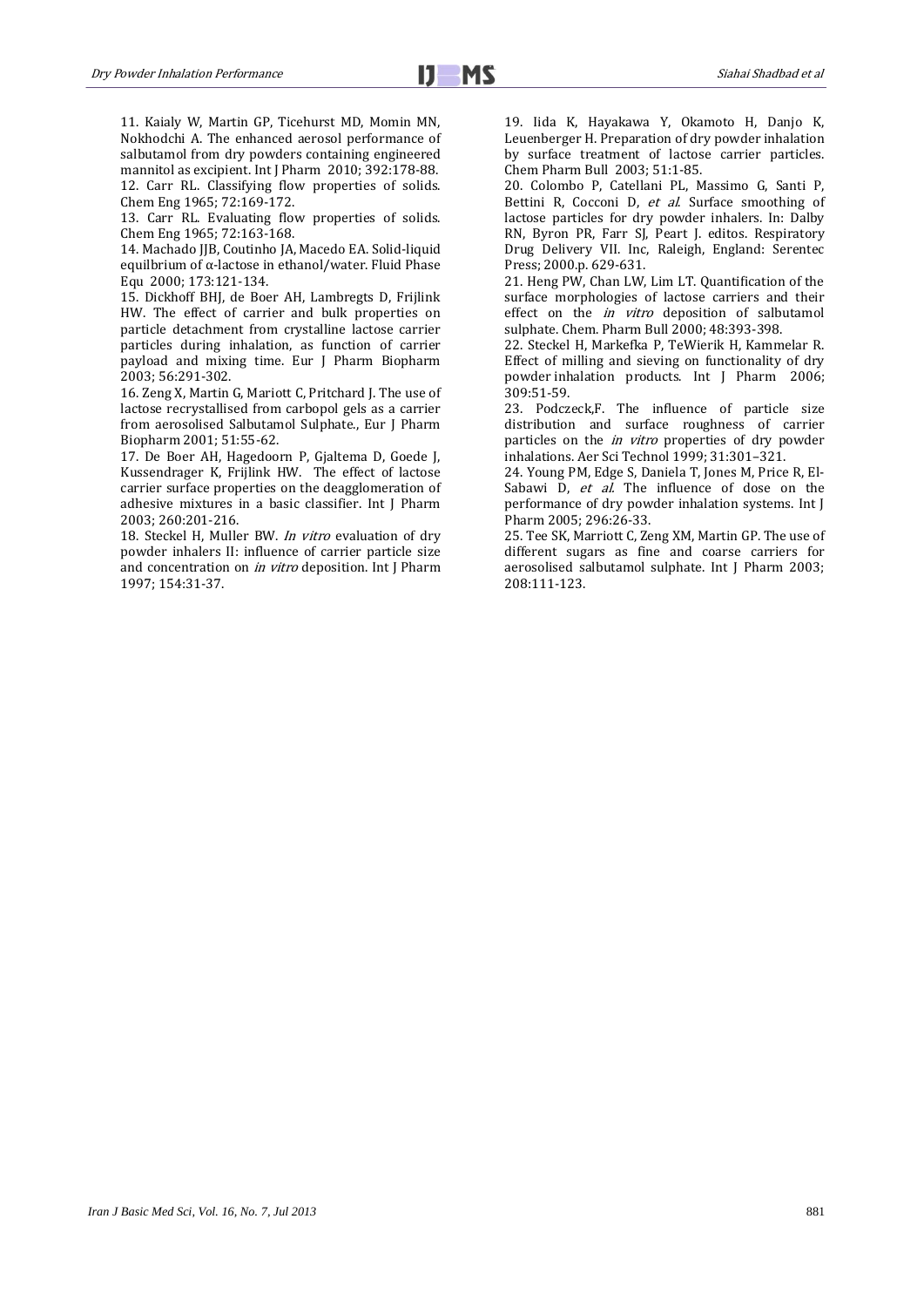11. Kaialy W, Martin GP, Ticehurst MD, Momin MN, Nokhodchi A. The enhanced aerosol performance of salbutamol from dry powders containing engineered mannitol as excipient. Int J Pharm 2010; 392:178-88.

12. Carr RL. Classifying flow properties of solids. Chem Eng 1965; 72:169-172.

13. Carr RL. Evaluating flow properties of solids. Chem Eng 1965; 72:163-168.

14. Machado JJB, Coutinho JA, Macedo EA. Solid-liquid equilbrium of α-lactose in ethanol/water. Fluid Phase Equ 2000; 173:121-134.

15. Dickhoff BHJ, de Boer AH, Lambregts D, Frijlink HW. The effect of carrier and bulk properties on particle detachment from crystalline lactose carrier particles during inhalation, as function of carrier payload and mixing time. Eur J Pharm Biopharm 2003; 56:291-302.

16. Zeng X, Martin G, Mariott C, Pritchard J. The use of lactose recrystallised from carbopol gels as a carrier from aerosolised Salbutamol Sulphate., Eur J Pharm Biopharm 2001; 51:55-62.

17. De Boer AH, Hagedoorn P, Gjaltema D, Goede J, Kussendrager K, Frijlink HW. The effect of lactose carrier surface properties on the deagglomeration of adhesive mixtures in a basic classifier. Int J Pharm 2003; 260:201-216.

18. Steckel H, Muller BW. *In vitro* evaluation of dry powder inhalers II: influence of carrier particle size and concentration on *in vitro* deposition. Int J Pharm 1997; 154:31-37.

19. Iida K, Hayakawa Y, Okamoto H, Danjo K, Leuenberger H. Preparation of dry powder inhalation by surface treatment of lactose carrier particles. Chem Pharm Bull 2003; 51:1-85.

20. Colombo P, Catellani PL, Massimo G, Santi P, Bettini R, Cocconi D, *et al.* Surface smoothing of lactose particles for dry powder inhalers. In: Dalby RN, Byron PR, Farr SJ, Peart J. editos. Respiratory Drug Delivery VII. Inc, Raleigh, England: Serentec Press; 2000.p. 629-631.

21. Heng PW, Chan LW, Lim LT. Quantification of the surface morphologies of lactose carriers and their effect on the *in vitro* deposition of salbutamol sulphate. Chem. Pharm Bull 2000; 48:393-398.

22. Steckel H, Markefka P, TeWierik H, Kammelar R. Effect of milling and sieving on functionality of dry powder inhalation products. Int J Pharm 2006; 309:51-59.

23. Podczeck,F. The influence of particle size distribution and surface roughness of carrier particles on the *in vitro* properties of dry powder inhalations. Aer Sci Technol 1999; 31:301–321.

24. Young PM, Edge S, Daniela T, Jones M, Price R, El-Sabawi D, *et al.* The influence of dose on the performance of dry powder inhalation systems. Int J Pharm 2005; 296:26-33.

25. Tee SK, Marriott C, Zeng XM, Martin GP. The use of different sugars as fine and coarse carriers for aerosolised salbutamol sulphate. Int J Pharm 2003; 208:111-123.